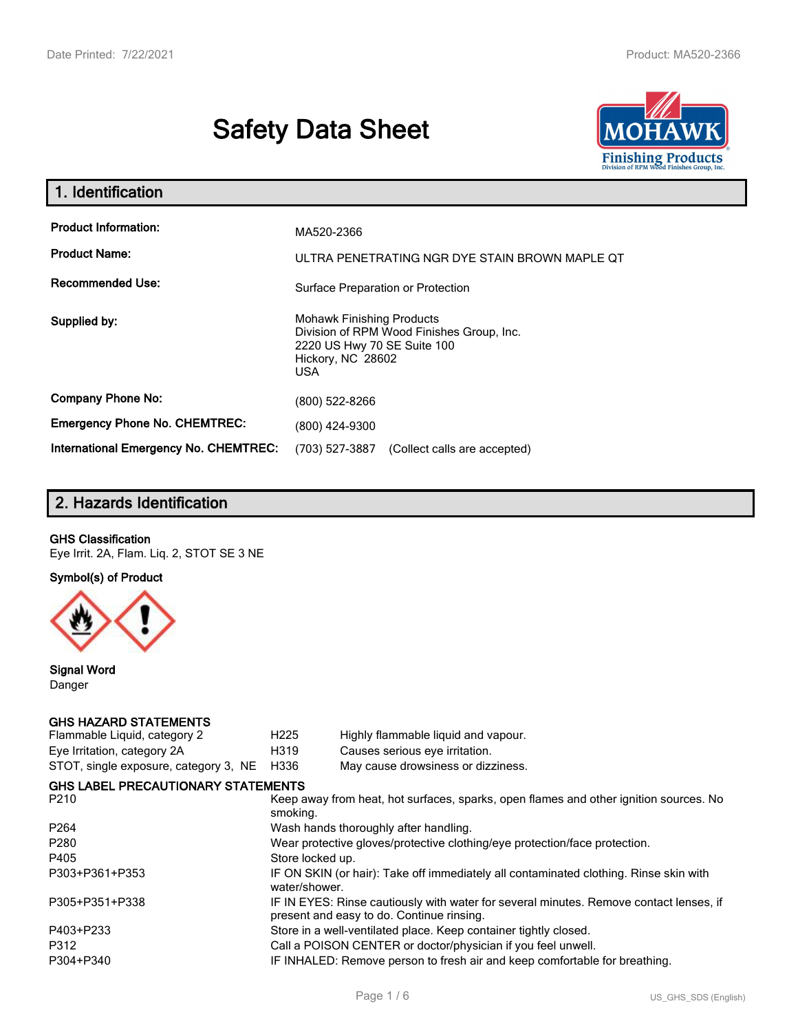# Safety Data Sheet

## 1. Identification

| | |
|---|---|
| **Product Information:** | MA520-2366 |
| **Product Name:** | ULTRA PENETRATING NGR DYE STAIN BROWN MAPLE QT |
| **Recommended Use:** | Surface Preparation or Protection |
| **Supplied by:** | Mohawk Finishing Products<br>Division of RPM Wood Finishes Group, Inc.<br>2220 US Hwy 70 SE Suite 100<br>Hickory, NC 28602<br>USA |
| **Company Phone No:** | (800) 522-8266 |
| **Emergency Phone No. CHEMTREC:** | (800) 424-9300 |
| **International Emergency No. CHEMTREC:** | (703) 527-3887 (Collect calls are accepted) |

## 2. Hazards Identification

**GHS Classification**

Eye Irrit. 2A, Flam. Liq. 2, STOT SE 3 NE

**Symbol(s) of Product**

**Signal Word**

Danger

**GHS HAZARD STATEMENTS**

| | | |
|---|---|---|
| Flammable Liquid, category 2 | H225 | Highly flammable liquid and vapour. |
| Eye Irritation, category 2A | H319 | Causes serious eye irritation. |
| STOT, single exposure, category 3, NE | H336 | May cause drowsiness or dizziness. |

**GHS LABEL PRECAUTIONARY STATEMENTS**

| | |
|---|---|
| P210 | Keep away from heat, hot surfaces, sparks, open flames and other ignition sources. No smoking. |
| P264 | Wash hands thoroughly after handling. |
| P280 | Wear protective gloves/protective clothing/eye protection/face protection. |
| P405 | Store locked up. |
| P303+P361+P353 | IF ON SKIN (or hair): Take off immediately all contaminated clothing. Rinse skin with water/shower. |
| P305+P351+P338 | IF IN EYES: Rinse cautiously with water for several minutes. Remove contact lenses, if present and easy to do. Continue rinsing. |
| P403+P233 | Store in a well-ventilated place. Keep container tightly closed. |
| P312 | Call a POISON CENTER or doctor/physician if you feel unwell. |
| P304+P340 | IF INHALED: Remove person to fresh air and keep comfortable for breathing. |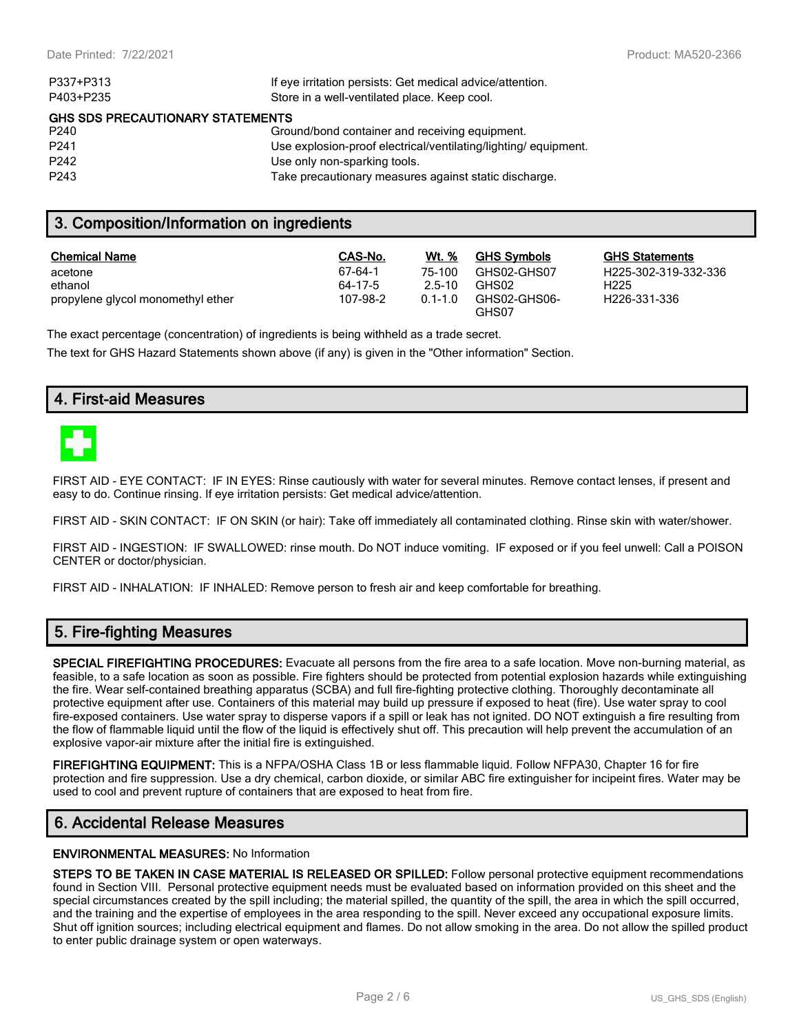| | |
|---|---|
| P337+P313 | If eye irritation persists: Get medical advice/attention. |
| P403+P235 | Store in a well-ventilated place. Keep cool. |

**GHS SDS PRECAUTIONARY STATEMENTS**

| | |
|---|---|
| P240 | Ground/bond container and receiving equipment. |
| P241 | Use explosion-proof electrical/ventilating/lighting/ equipment. |
| P242 | Use only non-sparking tools. |
| P243 | Take precautionary measures against static discharge. |

## 3. Composition/Information on ingredients

| Chemical Name | CAS-No. | Wt. % | GHS Symbols | GHS Statements |
|---|---|---|---|---|
| acetone | 67-64-1 | 75-100 | GHS02-GHS07 | H225-302-319-332-336 |
| ethanol | 64-17-5 | 2.5-10 | GHS02 | H225 |
| propylene glycol monomethyl ether | 107-98-2 | 0.1-1.0 | GHS02-GHS06-GHS07 | H226-331-336 |

The exact percentage (concentration) of ingredients is being withheld as a trade secret.

The text for GHS Hazard Statements shown above (if any) is given in the "Other information" Section.

## 4. First-aid Measures

FIRST AID - EYE CONTACT: IF IN EYES: Rinse cautiously with water for several minutes. Remove contact lenses, if present and easy to do. Continue rinsing. If eye irritation persists: Get medical advice/attention.

FIRST AID - SKIN CONTACT: IF ON SKIN (or hair): Take off immediately all contaminated clothing. Rinse skin with water/shower.

FIRST AID - INGESTION: IF SWALLOWED: rinse mouth. Do NOT induce vomiting. IF exposed or if you feel unwell: Call a POISON CENTER or doctor/physician.

FIRST AID - INHALATION: IF INHALED: Remove person to fresh air and keep comfortable for breathing.

## 5. Fire-fighting Measures

**SPECIAL FIREFIGHTING PROCEDURES:** Evacuate all persons from the fire area to a safe location. Move non-burning material, as feasible, to a safe location as soon as possible. Fire fighters should be protected from potential explosion hazards while extinguishing the fire. Wear self-contained breathing apparatus (SCBA) and full fire-fighting protective clothing. Thoroughly decontaminate all protective equipment after use. Containers of this material may build up pressure if exposed to heat (fire). Use water spray to cool fire-exposed containers. Use water spray to disperse vapors if a spill or leak has not ignited. DO NOT extinguish a fire resulting from the flow of flammable liquid until the flow of the liquid is effectively shut off. This precaution will help prevent the accumulation of an explosive vapor-air mixture after the initial fire is extinguished.

**FIREFIGHTING EQUIPMENT:** This is a NFPA/OSHA Class 1B or less flammable liquid. Follow NFPA30, Chapter 16 for fire protection and fire suppression. Use a dry chemical, carbon dioxide, or similar ABC fire extinguisher for incipeint fires. Water may be used to cool and prevent rupture of containers that are exposed to heat from fire.

## 6. Accidental Release Measures

**ENVIRONMENTAL MEASURES:** No Information

**STEPS TO BE TAKEN IN CASE MATERIAL IS RELEASED OR SPILLED:** Follow personal protective equipment recommendations found in Section VIII. Personal protective equipment needs must be evaluated based on information provided on this sheet and the special circumstances created by the spill including; the material spilled, the quantity of the spill, the area in which the spill occurred, and the training and the expertise of employees in the area responding to the spill. Never exceed any occupational exposure limits. Shut off ignition sources; including electrical equipment and flames. Do not allow smoking in the area. Do not allow the spilled product to enter public drainage system or open waterways.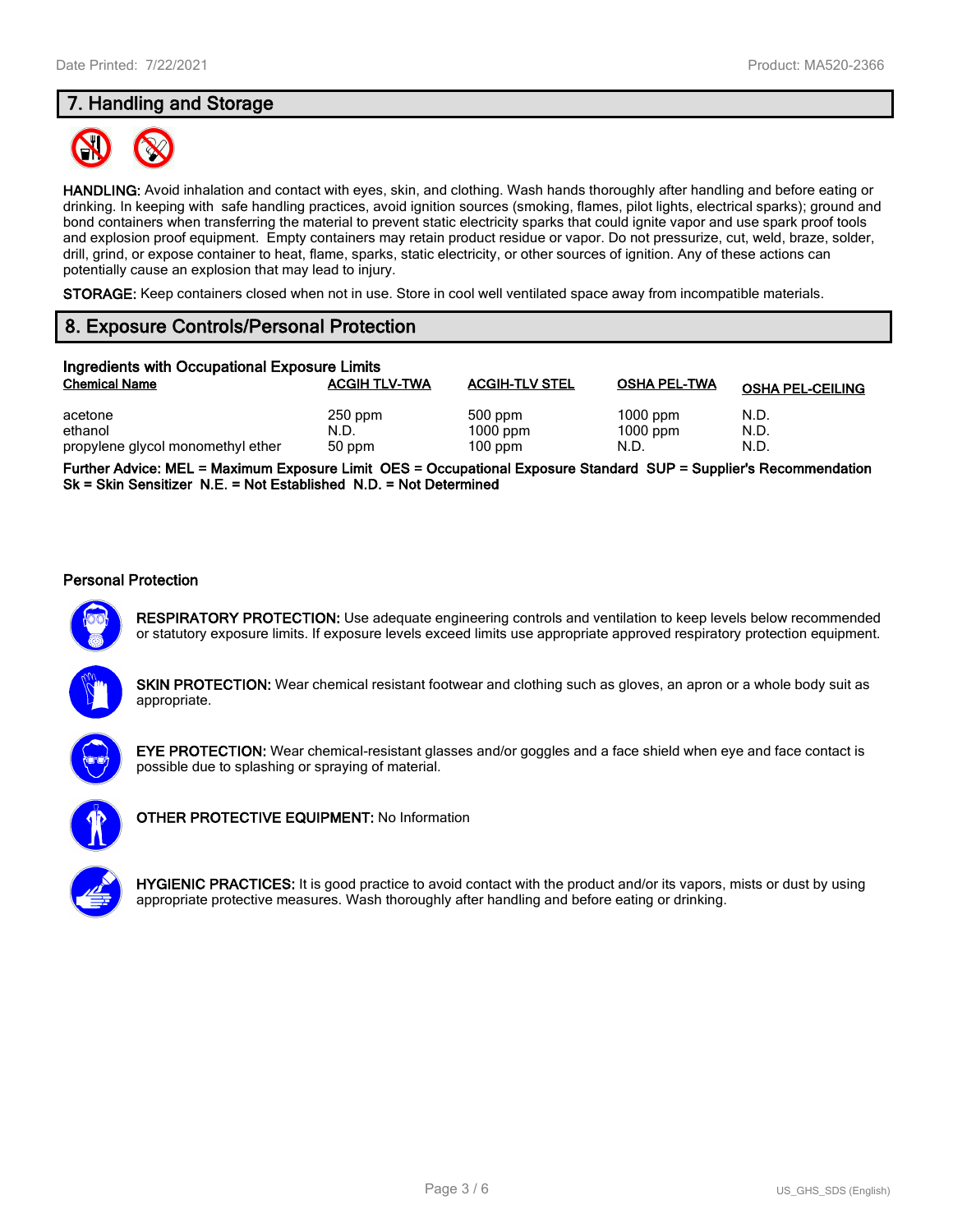## 7. Handling and Storage

**HANDLING:** Avoid inhalation and contact with eyes, skin, and clothing. Wash hands thoroughly after handling and before eating or drinking. In keeping with safe handling practices, avoid ignition sources (smoking, flames, pilot lights, electrical sparks); ground and bond containers when transferring the material to prevent static electricity sparks that could ignite vapor and use spark proof tools and explosion proof equipment. Empty containers may retain product residue or vapor. Do not pressurize, cut, weld, braze, solder, drill, grind, or expose container to heat, flame, sparks, static electricity, or other sources of ignition. Any of these actions can potentially cause an explosion that may lead to injury.

**STORAGE:** Keep containers closed when not in use. Store in cool well ventilated space away from incompatible materials.

## 8. Exposure Controls/Personal Protection

### Ingredients with Occupational Exposure Limits

| Chemical Name | ACGIH TLV-TWA | ACGIH-TLV STEL | OSHA PEL-TWA | OSHA PEL-CEILING |
|---|---|---|---|---|
| acetone | 250 ppm | 500 ppm | 1000 ppm | N.D. |
| ethanol | N.D. | 1000 ppm | 1000 ppm | N.D. |
| propylene glycol monomethyl ether | 50 ppm | 100 ppm | N.D. | N.D. |

**Further Advice: MEL = Maximum Exposure Limit OES = Occupational Exposure Standard SUP = Supplier's Recommendation Sk = Skin Sensitizer N.E. = Not Established N.D. = Not Determined**

### Personal Protection

**RESPIRATORY PROTECTION:** Use adequate engineering controls and ventilation to keep levels below recommended or statutory exposure limits. If exposure levels exceed limits use appropriate approved respiratory protection equipment.

**SKIN PROTECTION:** Wear chemical resistant footwear and clothing such as gloves, an apron or a whole body suit as appropriate.

**EYE PROTECTION:** Wear chemical-resistant glasses and/or goggles and a face shield when eye and face contact is possible due to splashing or spraying of material.

**OTHER PROTECTIVE EQUIPMENT:** No Information

**HYGIENIC PRACTICES:** It is good practice to avoid contact with the product and/or its vapors, mists or dust by using appropriate protective measures. Wash thoroughly after handling and before eating or drinking.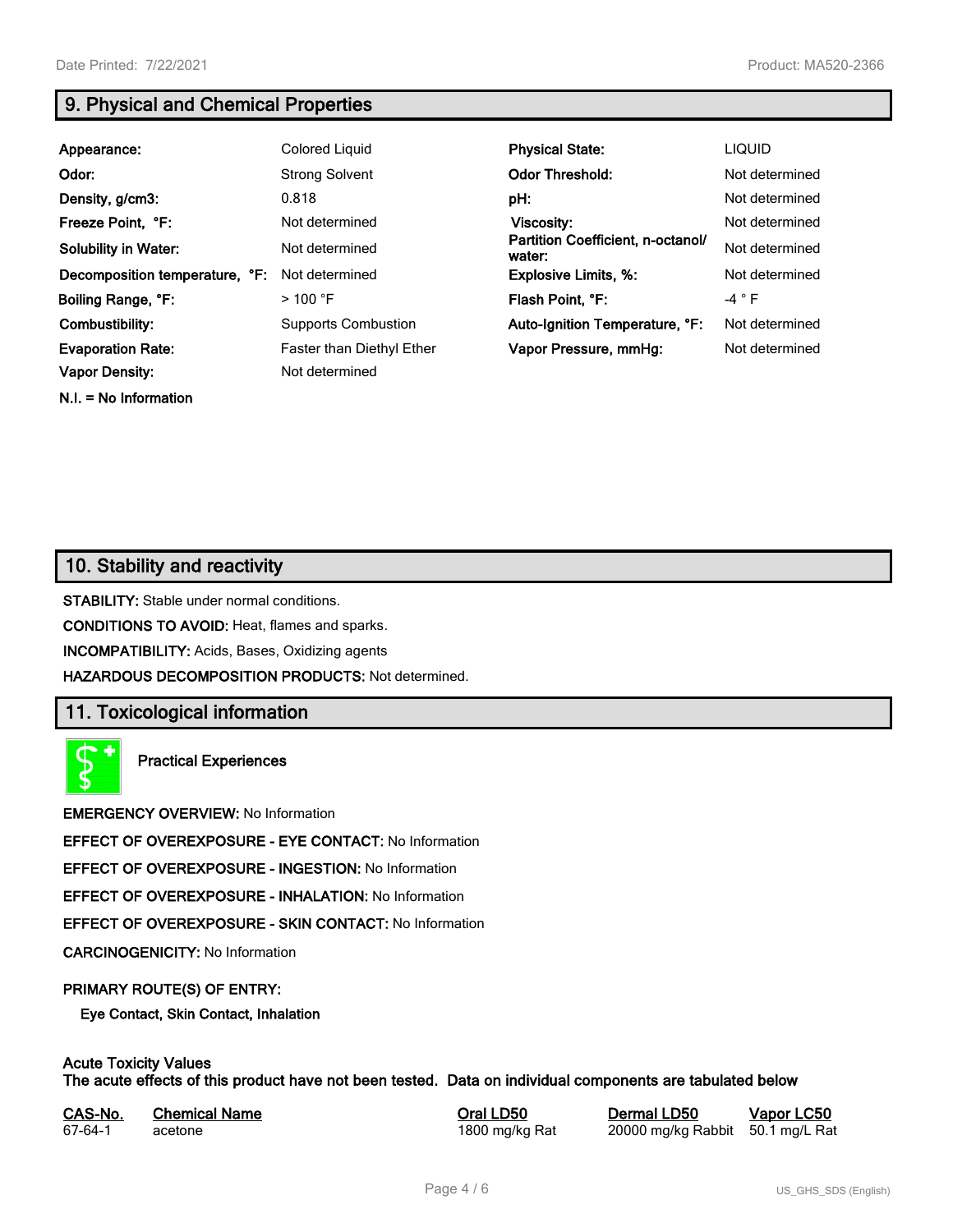## 9. Physical and Chemical Properties

| | | | |
|---|---|---|---|
| **Appearance:** | Colored Liquid | **Physical State:** | LIQUID |
| **Odor:** | Strong Solvent | **Odor Threshold:** | Not determined |
| **Density, g/cm3:** | 0.818 | **pH:** | Not determined |
| **Freeze Point, °F:** | Not determined | **Viscosity:** | Not determined |
| **Solubility in Water:** | Not determined | **Partition Coefficient, n-octanol/ water:** | Not determined |
| **Decomposition temperature, °F:** | Not determined | **Explosive Limits, %:** | Not determined |
| **Boiling Range, °F:** | > 100 °F | **Flash Point, °F:** | -4 ° F |
| **Combustibility:** | Supports Combustion | **Auto-Ignition Temperature, °F:** | Not determined |
| **Evaporation Rate:** | Faster than Diethyl Ether | **Vapor Pressure, mmHg:** | Not determined |
| **Vapor Density:** | Not determined | | |

**N.I. = No Information**

## 10. Stability and reactivity

**STABILITY:** Stable under normal conditions.

**CONDITIONS TO AVOID:** Heat, flames and sparks.

**INCOMPATIBILITY:** Acids, Bases, Oxidizing agents

**HAZARDOUS DECOMPOSITION PRODUCTS:** Not determined.

## 11. Toxicological information

**Practical Experiences**

**EMERGENCY OVERVIEW:** No Information

**EFFECT OF OVEREXPOSURE - EYE CONTACT:** No Information

**EFFECT OF OVEREXPOSURE - INGESTION:** No Information

**EFFECT OF OVEREXPOSURE - INHALATION:** No Information

**EFFECT OF OVEREXPOSURE - SKIN CONTACT:** No Information

**CARCINOGENICITY:** No Information

**PRIMARY ROUTE(S) OF ENTRY:**

**Eye Contact, Skin Contact, Inhalation**

**Acute Toxicity Values**
**The acute effects of this product have not been tested. Data on individual components are tabulated below**

| CAS-No. | Chemical Name | Oral LD50 | Dermal LD50 | Vapor LC50 |
|---|---|---|---|---|
| 67-64-1 | acetone | 1800 mg/kg Rat | 20000 mg/kg Rabbit | 50.1 mg/L Rat |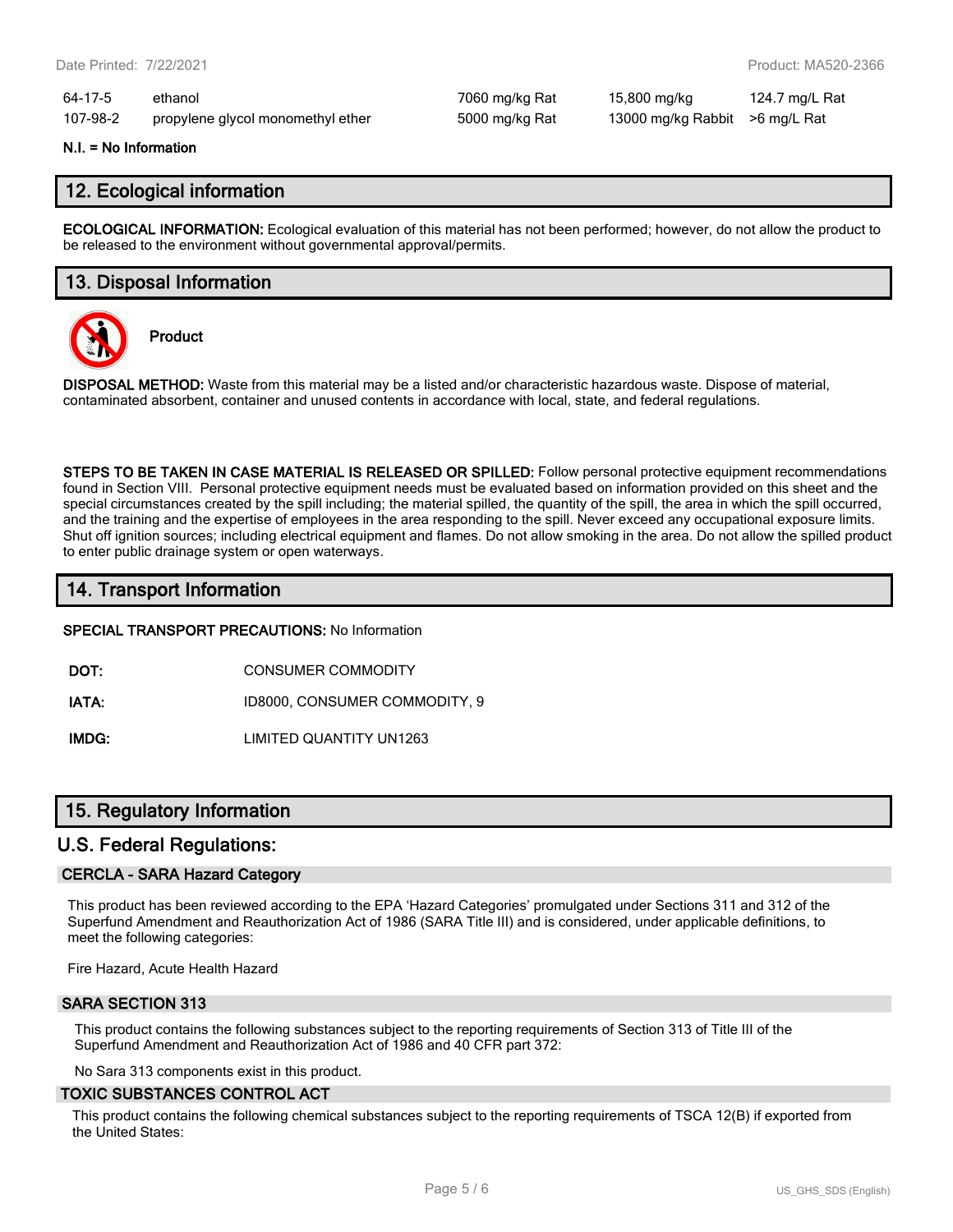| | | | | |
|---|---|---|---|---|
| 64-17-5 | ethanol | 7060 mg/kg Rat | 15,800 mg/kg | 124.7 mg/L Rat |
| 107-98-2 | propylene glycol monomethyl ether | 5000 mg/kg Rat | 13000 mg/kg Rabbit | >6 mg/L Rat |

**N.I. = No Information**

## 12. Ecological information

**ECOLOGICAL INFORMATION:** Ecological evaluation of this material has not been performed; however, do not allow the product to be released to the environment without governmental approval/permits.

## 13. Disposal Information

**Product**

**DISPOSAL METHOD:** Waste from this material may be a listed and/or characteristic hazardous waste. Dispose of material, contaminated absorbent, container and unused contents in accordance with local, state, and federal regulations.

**STEPS TO BE TAKEN IN CASE MATERIAL IS RELEASED OR SPILLED:** Follow personal protective equipment recommendations found in Section VIII. Personal protective equipment needs must be evaluated based on information provided on this sheet and the special circumstances created by the spill including; the material spilled, the quantity of the spill, the area in which the spill occurred, and the training and the expertise of employees in the area responding to the spill. Never exceed any occupational exposure limits. Shut off ignition sources; including electrical equipment and flames. Do not allow smoking in the area. Do not allow the spilled product to enter public drainage system or open waterways.

## 14. Transport Information

**SPECIAL TRANSPORT PRECAUTIONS:** No Information

**DOT:** CONSUMER COMMODITY

**IATA:** ID8000, CONSUMER COMMODITY, 9

**IMDG:** LIMITED QUANTITY UN1263

## 15. Regulatory Information

## U.S. Federal Regulations:

### CERCLA - SARA Hazard Category

This product has been reviewed according to the EPA 'Hazard Categories' promulgated under Sections 311 and 312 of the Superfund Amendment and Reauthorization Act of 1986 (SARA Title III) and is considered, under applicable definitions, to meet the following categories:

Fire Hazard, Acute Health Hazard

### SARA SECTION 313

This product contains the following substances subject to the reporting requirements of Section 313 of Title III of the Superfund Amendment and Reauthorization Act of 1986 and 40 CFR part 372:

No Sara 313 components exist in this product.

### TOXIC SUBSTANCES CONTROL ACT

This product contains the following chemical substances subject to the reporting requirements of TSCA 12(B) if exported from the United States: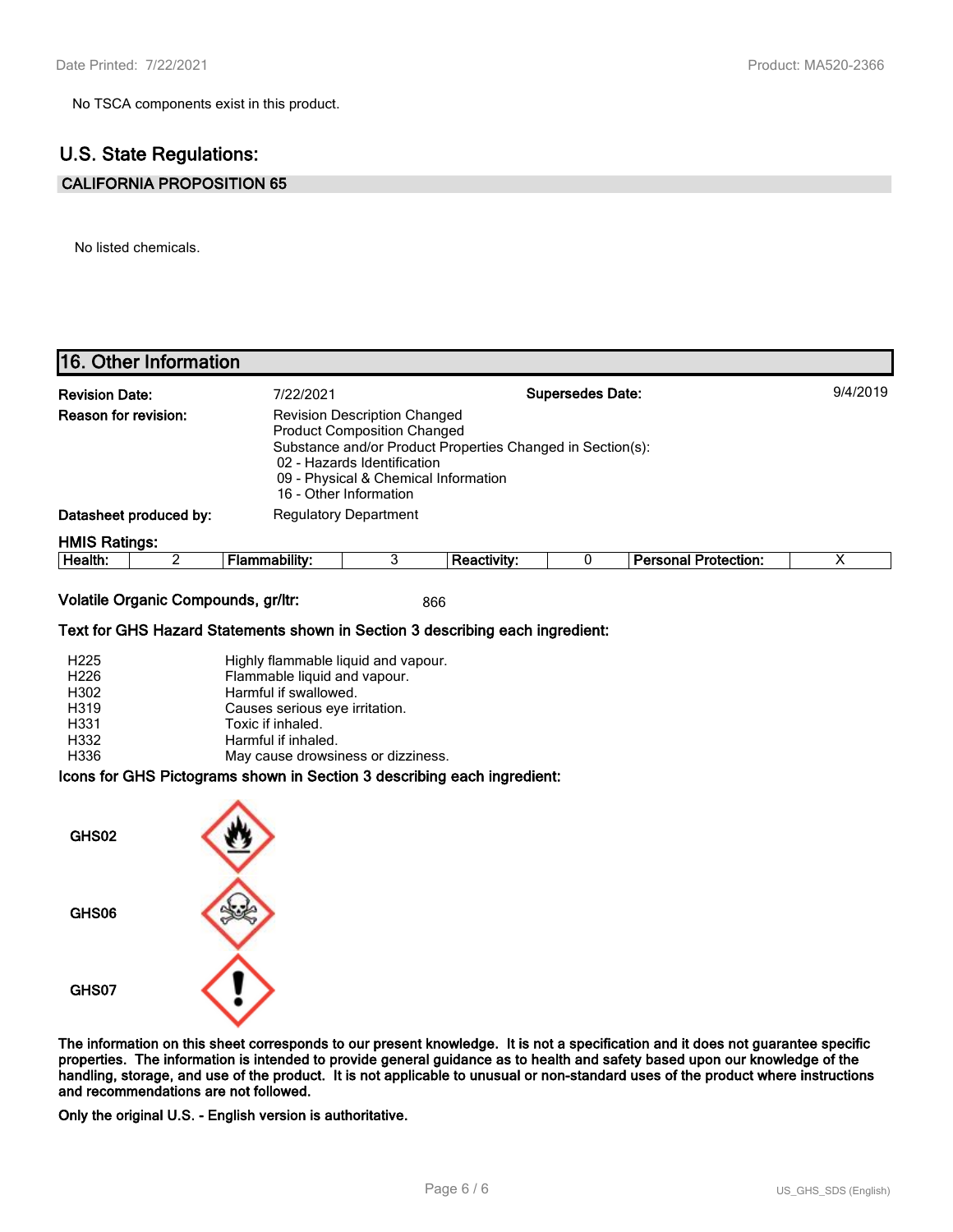No TSCA components exist in this product.

## U.S. State Regulations:

### CALIFORNIA PROPOSITION 65

No listed chemicals.

## 16. Other Information

**Revision Date:** 7/22/2021 **Supersedes Date:** 9/4/2019

**Reason for revision:**
Revision Description Changed
Product Composition Changed
Substance and/or Product Properties Changed in Section(s):
02 - Hazards Identification
09 - Physical & Chemical Information
16 - Other Information

**Datasheet produced by:** Regulatory Department

**HMIS Ratings:**

| Health: | 2 | Flammability: | 3 | Reactivity: | 0 | Personal Protection: | X |
|---|---|---|---|---|---|---|---|

**Volatile Organic Compounds, gr/ltr:** 866

**Text for GHS Hazard Statements shown in Section 3 describing each ingredient:**

| | |
|---|---|
| H225 | Highly flammable liquid and vapour. |
| H226 | Flammable liquid and vapour. |
| H302 | Harmful if swallowed. |
| H319 | Causes serious eye irritation. |
| H331 | Toxic if inhaled. |
| H332 | Harmful if inhaled. |
| H336 | May cause drowsiness or dizziness. |

**Icons for GHS Pictograms shown in Section 3 describing each ingredient:**

GHS02

GHS06

GHS07

**The information on this sheet corresponds to our present knowledge. It is not a specification and it does not guarantee specific properties. The information is intended to provide general guidance as to health and safety based upon our knowledge of the handling, storage, and use of the product. It is not applicable to unusual or non-standard uses of the product where instructions and recommendations are not followed.**

**Only the original U.S. - English version is authoritative.**